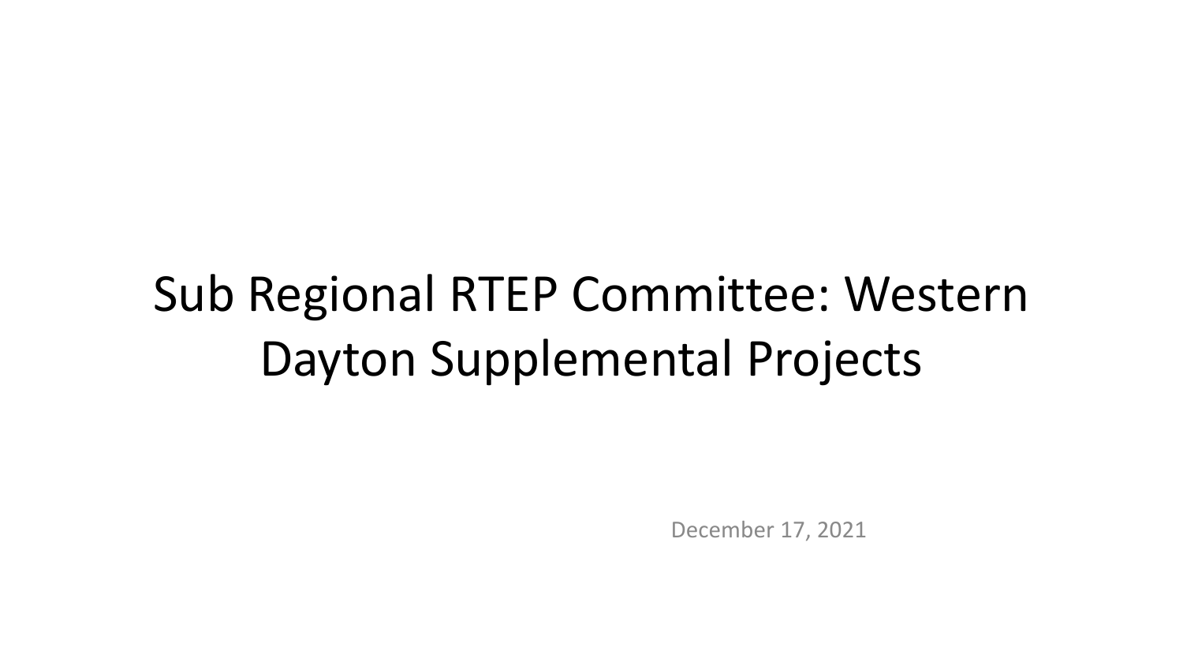# Sub Regional RTEP Committee: Western Dayton Supplemental Projects

December 17, 2021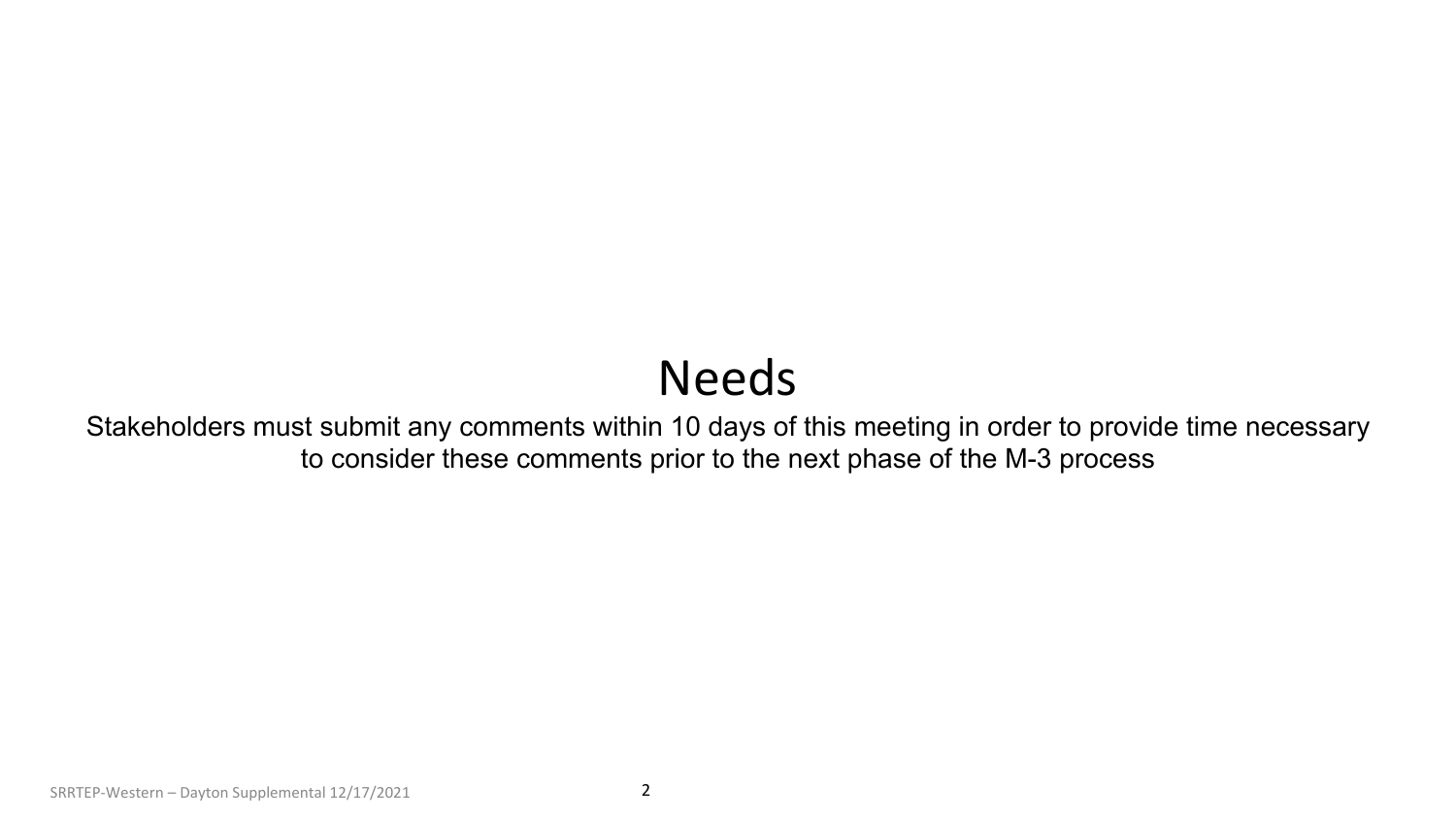# Needs

Stakeholders must submit any comments within 10 days of this meeting in order to provide time necessary to consider these comments prior to the next phase of the M-3 process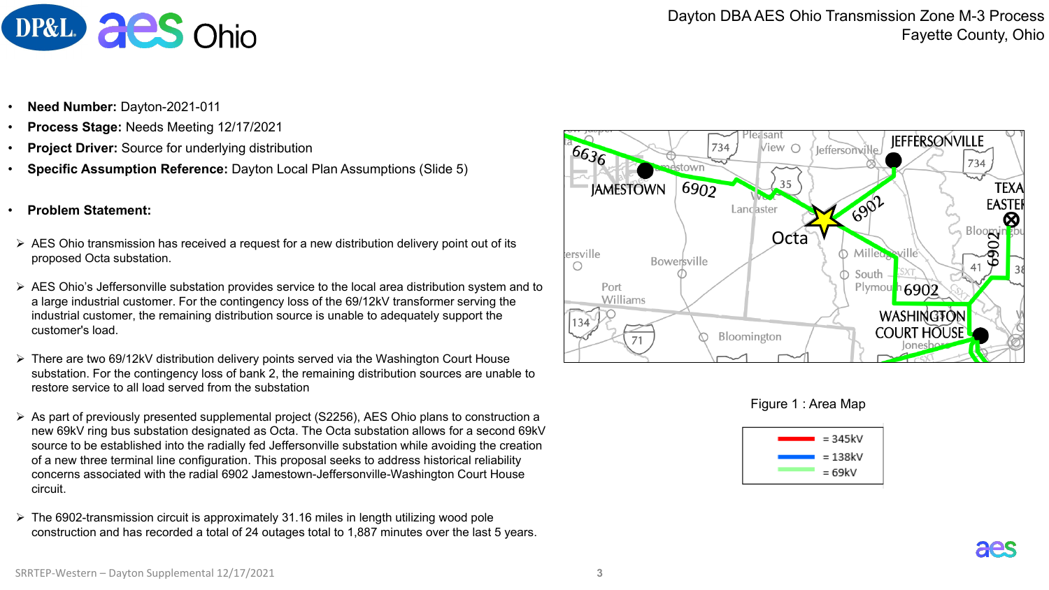# Dayton DBA AES Ohio Transmission Zone M-3 Process
## Fayette County, Ohio

- **Need Number:** Dayton-2021-011
- **Process Stage:** Needs Meeting 12/17/2021
- **Project Driver:** Source for underlying distribution
- **Specific Assumption Reference:** Dayton Local Plan Assumptions (Slide 5)

- **Problem Statement:**

- AES Ohio transmission has received a request for a new distribution delivery point out of its proposed Octa substation.
- AES Ohio's Jeffersonville substation provides service to the local area distribution system and to a large industrial customer. For the contingency loss of the 69/12kV transformer serving the industrial customer, the remaining distribution source is unable to adequately support the customer's load.
- There are two 69/12kV distribution delivery points served via the Washington Court House substation. For the contingency loss of bank 2, the remaining distribution sources are unable to restore service to all load served from the substation
- As part of previously presented supplemental project (S2256), AES Ohio plans to construction a new 69kV ring bus substation designated as Octa. The Octa substation allows for a second 69kV source to be established into the radially fed Jeffersonville substation while avoiding the creation of a new three terminal line configuration. This proposal seeks to address historical reliability concerns associated with the radial 6902 Jamestown-Jeffersonville-Washington Court House circuit.
- The 6902-transmission circuit is approximately 31.16 miles in length utilizing wood pole construction and has recorded a total of 24 outages total to 1,887 minutes over the last 5 years.

Figure 1 : Area Map

| Color | Voltage |
|---|---|
| Red | = 345kV |
| Blue | = 138kV |
| Green | = 69kV |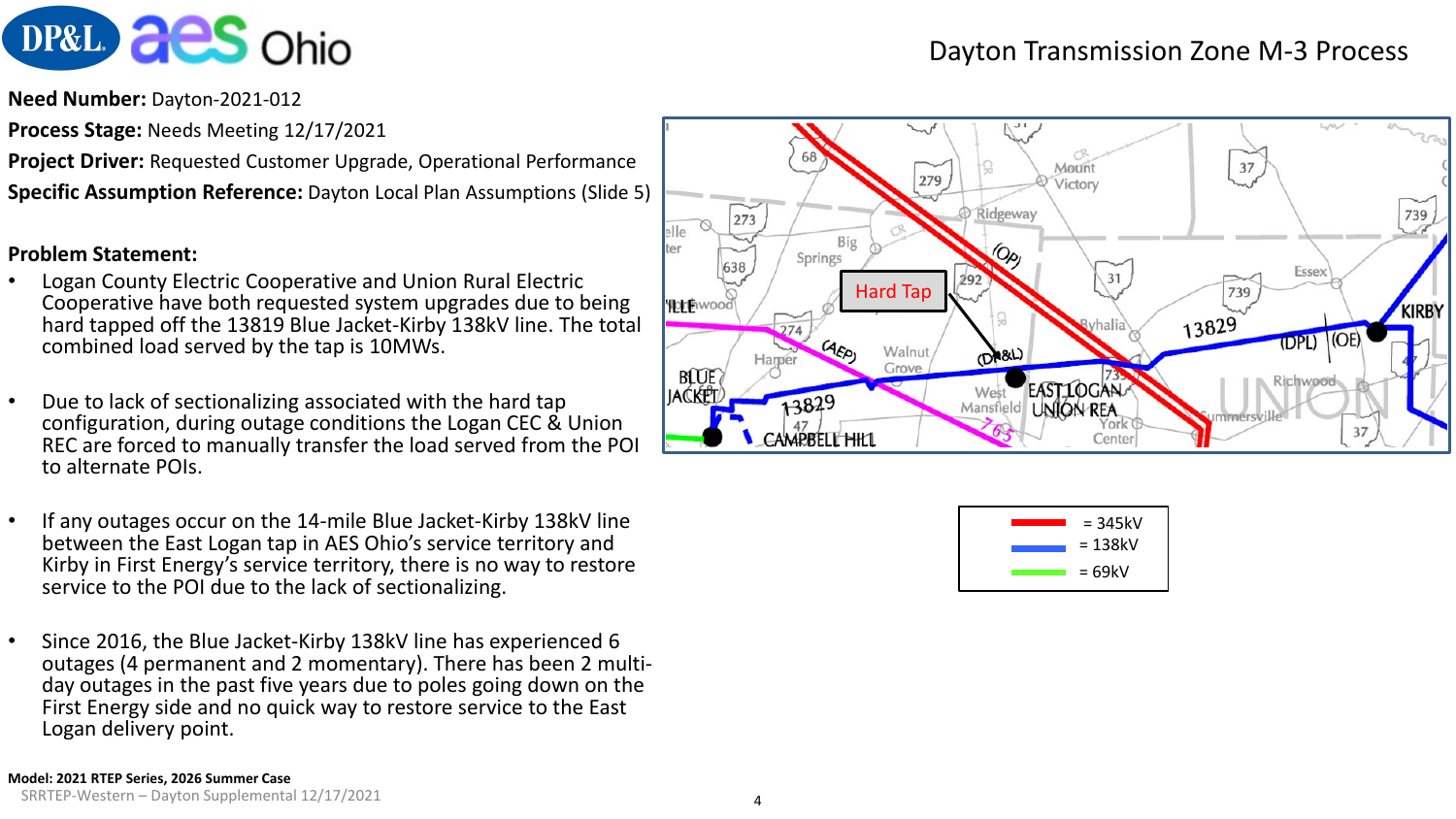## Dayton Transmission Zone M-3 Process

**Need Number:** Dayton-2021-012

**Process Stage:** Needs Meeting 12/17/2021

**Project Driver:** Requested Customer Upgrade, Operational Performance

**Specific Assumption Reference:** Dayton Local Plan Assumptions (Slide 5)

**Problem Statement:**

- Logan County Electric Cooperative and Union Rural Electric Cooperative have both requested system upgrades due to being hard tapped off the 13819 Blue Jacket-Kirby 138kV line. The total combined load served by the tap is 10MWs.
- Due to lack of sectionalizing associated with the hard tap configuration, during outage conditions the Logan CEC & Union REC are forced to manually transfer the load served from the POI to alternate POIs.
- If any outages occur on the 14-mile Blue Jacket-Kirby 138kV line between the East Logan tap in AES Ohio's service territory and Kirby in First Energy's service territory, there is no way to restore service to the POI due to the lack of sectionalizing.
- Since 2016, the Blue Jacket-Kirby 138kV line has experienced 6 outages (4 permanent and 2 momentary). There has been 2 multi-day outages in the past five years due to poles going down on the First Energy side and no quick way to restore service to the East Logan delivery point.

| Color | Voltage |
|---|---|
| Red | = 345kV |
| Blue | = 138kV |
| Green | = 69kV |

**Model: 2021 RTEP Series, 2026 Summer Case**

SRRTEP-Western – Dayton Supplemental 12/17/2021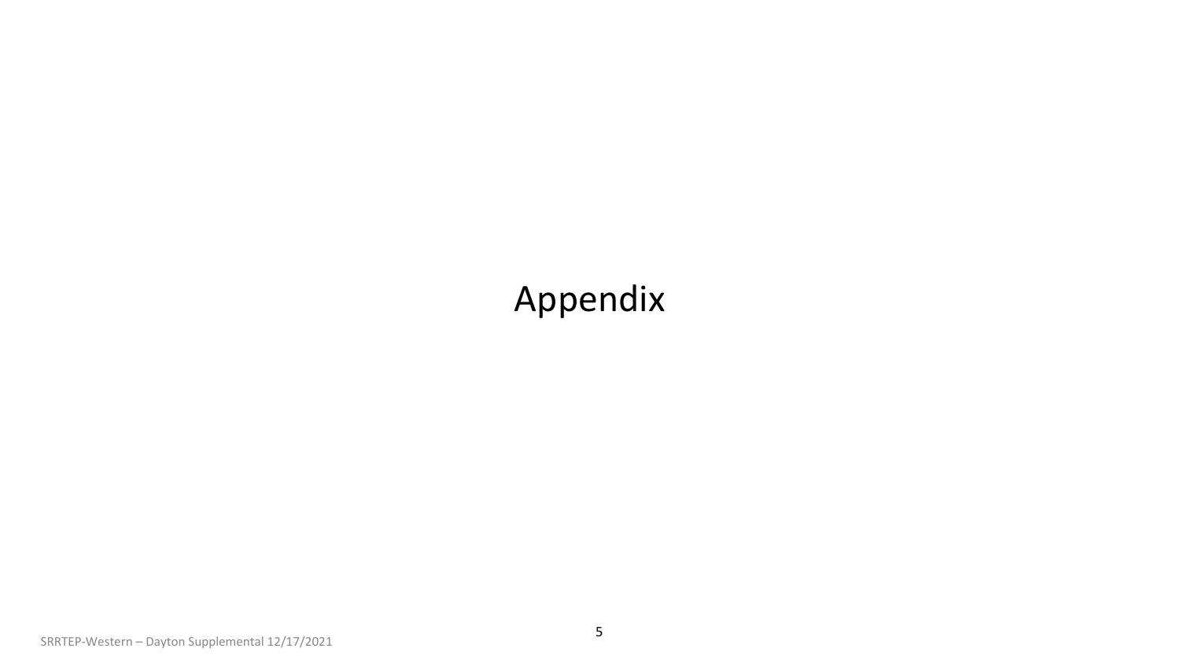# Appendix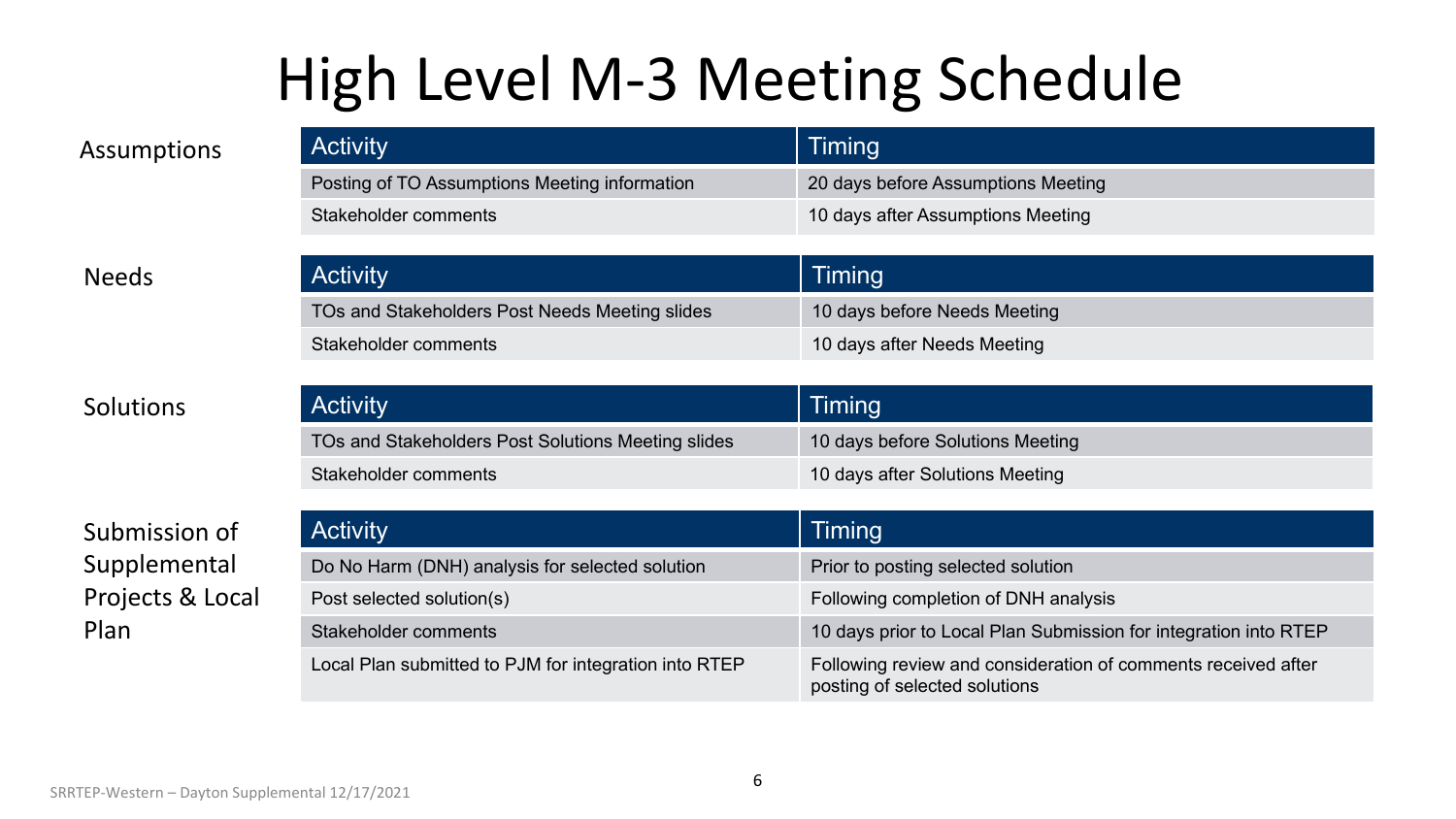# High Level M-3 Meeting Schedule

**Assumptions**

| Activity | Timing |
| --- | --- |
| Posting of TO Assumptions Meeting information | 20 days before Assumptions Meeting |
| Stakeholder comments | 10 days after Assumptions Meeting |

**Needs**

| Activity | Timing |
| --- | --- |
| TOs and Stakeholders Post Needs Meeting slides | 10 days before Needs Meeting |
| Stakeholder comments | 10 days after Needs Meeting |

**Solutions**

| Activity | Timing |
| --- | --- |
| TOs and Stakeholders Post Solutions Meeting slides | 10 days before Solutions Meeting |
| Stakeholder comments | 10 days after Solutions Meeting |

**Submission of Supplemental Projects & Local Plan**

| Activity | Timing |
| --- | --- |
| Do No Harm (DNH) analysis for selected solution | Prior to posting selected solution |
| Post selected solution(s) | Following completion of DNH analysis |
| Stakeholder comments | 10 days prior to Local Plan Submission for integration into RTEP |
| Local Plan submitted to PJM for integration into RTEP | Following review and consideration of comments received after posting of selected solutions |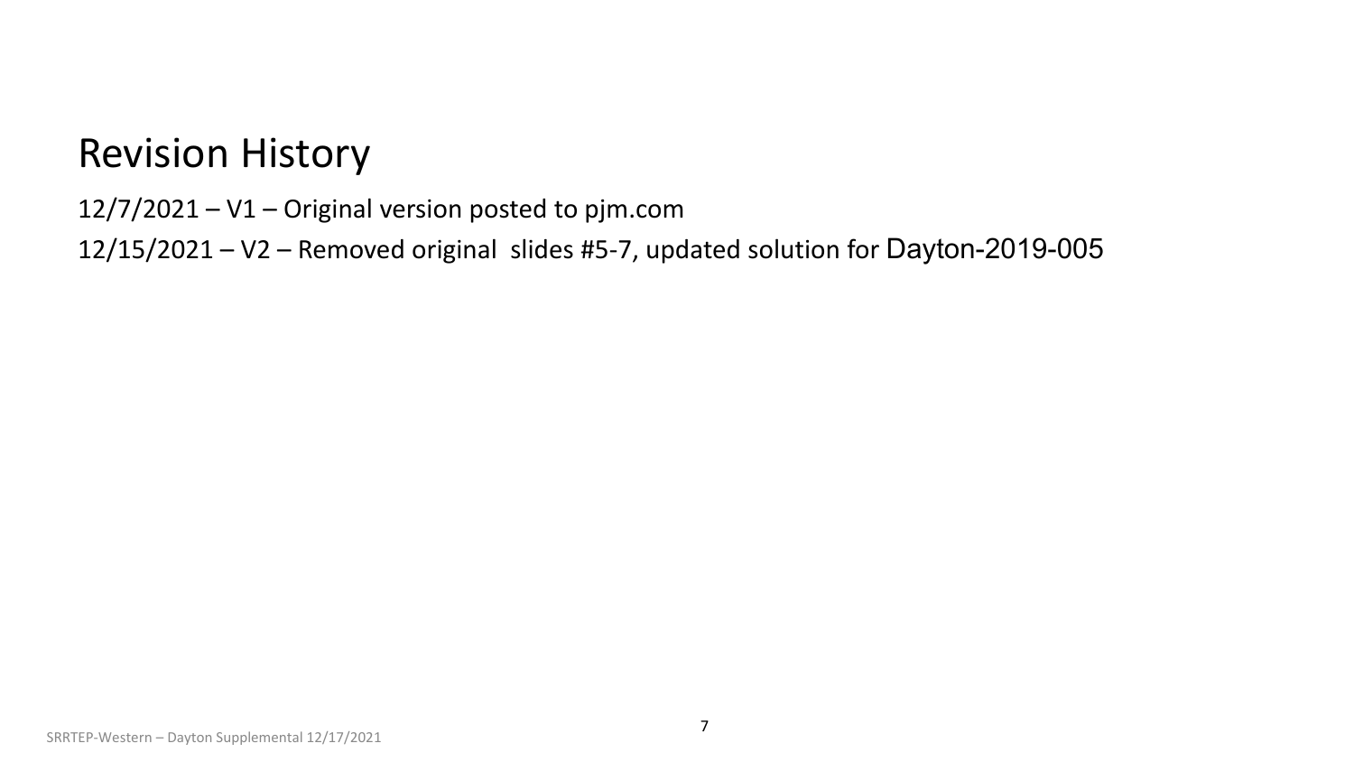# Revision History

12/7/2021 – V1 – Original version posted to pjm.com

12/15/2021 – V2 – Removed original  slides #5-7, updated solution for Dayton-2019-005